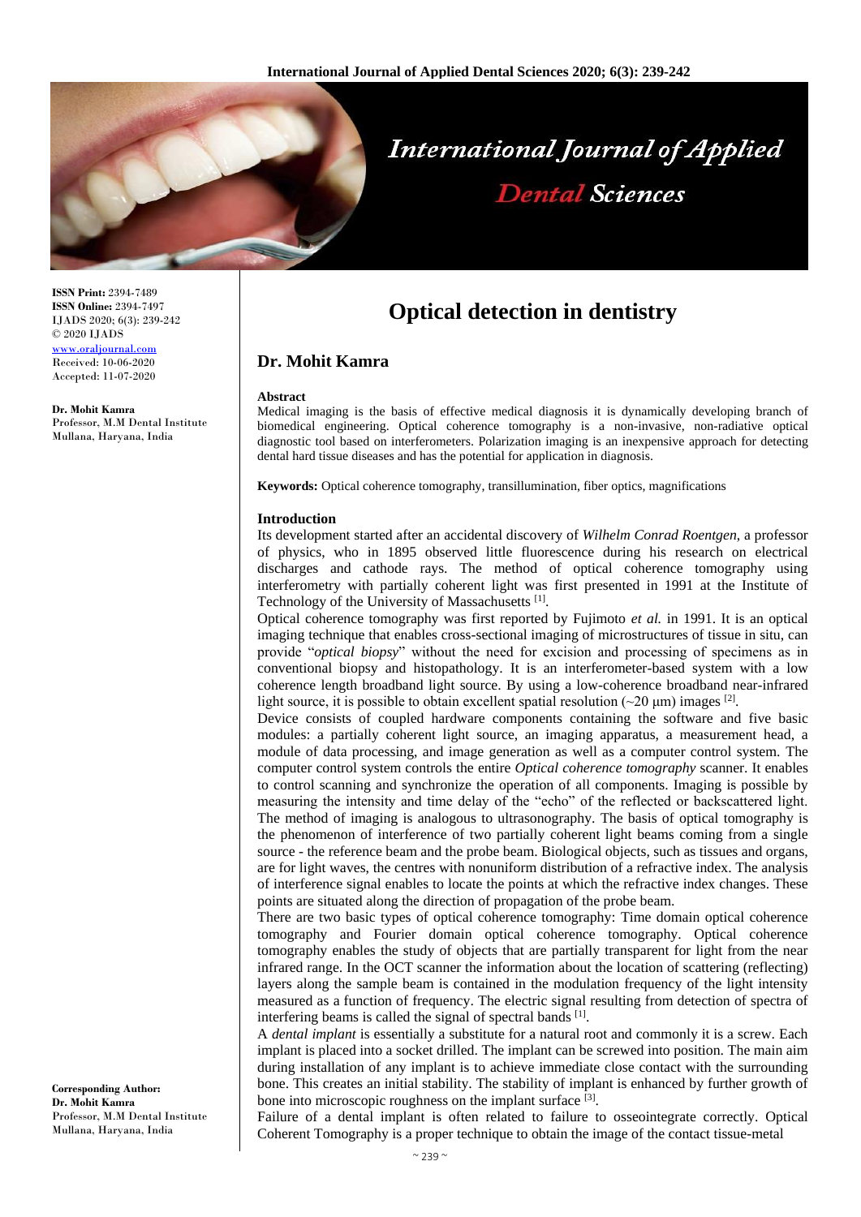# Optical detection in dentistry

## Dr. Mohit Kamra

**ISSN Print:** 2394-7489
**ISSN Online:** 2394-7497
IJADS 2020; 6(3): 239-242
© 2020 IJADS
www.oraljournal.com
Received: 10-06-2020
Accepted: 11-07-2020

**Dr. Mohit Kamra**
Professor, M.M Dental Institute Mullana, Haryana, India

**Corresponding Author:**
**Dr. Mohit Kamra**
Professor, M.M Dental Institute Mullana, Haryana, India

**Abstract**

Medical imaging is the basis of effective medical diagnosis it is dynamically developing branch of biomedical engineering. Optical coherence tomography is a non-invasive, non-radiative optical diagnostic tool based on interferometers. Polarization imaging is an inexpensive approach for detecting dental hard tissue diseases and has the potential for application in diagnosis.

**Keywords:** Optical coherence tomography, transillumination, fiber optics, magnifications

### Introduction

Its development started after an accidental discovery of *Wilhelm Conrad Roentgen*, a professor of physics, who in 1895 observed little fluorescence during his research on electrical discharges and cathode rays. The method of optical coherence tomography using interferometry with partially coherent light was first presented in 1991 at the Institute of Technology of the University of Massachusetts [1].

Optical coherence tomography was first reported by Fujimoto *et al.* in 1991. It is an optical imaging technique that enables cross-sectional imaging of microstructures of tissue in situ, can provide "*optical biopsy*" without the need for excision and processing of specimens as in conventional biopsy and histopathology. It is an interferometer-based system with a low coherence length broadband light source. By using a low-coherence broadband near-infrared light source, it is possible to obtain excellent spatial resolution (~20 μm) images [2].

Device consists of coupled hardware components containing the software and five basic modules: a partially coherent light source, an imaging apparatus, a measurement head, a module of data processing, and image generation as well as a computer control system. The computer control system controls the entire *Optical coherence tomography* scanner. It enables to control scanning and synchronize the operation of all components. Imaging is possible by measuring the intensity and time delay of the "echo" of the reflected or backscattered light. The method of imaging is analogous to ultrasonography. The basis of optical tomography is the phenomenon of interference of two partially coherent light beams coming from a single source - the reference beam and the probe beam. Biological objects, such as tissues and organs, are for light waves, the centres with nonuniform distribution of a refractive index. The analysis of interference signal enables to locate the points at which the refractive index changes. These points are situated along the direction of propagation of the probe beam.

There are two basic types of optical coherence tomography: Time domain optical coherence tomography and Fourier domain optical coherence tomography. Optical coherence tomography enables the study of objects that are partially transparent for light from the near infrared range. In the OCT scanner the information about the location of scattering (reflecting) layers along the sample beam is contained in the modulation frequency of the light intensity measured as a function of frequency. The electric signal resulting from detection of spectra of interfering beams is called the signal of spectral bands [1].

A *dental implant* is essentially a substitute for a natural root and commonly it is a screw. Each implant is placed into a socket drilled. The implant can be screwed into position. The main aim during installation of any implant is to achieve immediate close contact with the surrounding bone. This creates an initial stability. The stability of implant is enhanced by further growth of bone into microscopic roughness on the implant surface [3].

Failure of a dental implant is often related to failure to osseointegrate correctly. Optical Coherent Tomography is a proper technique to obtain the image of the contact tissue-metal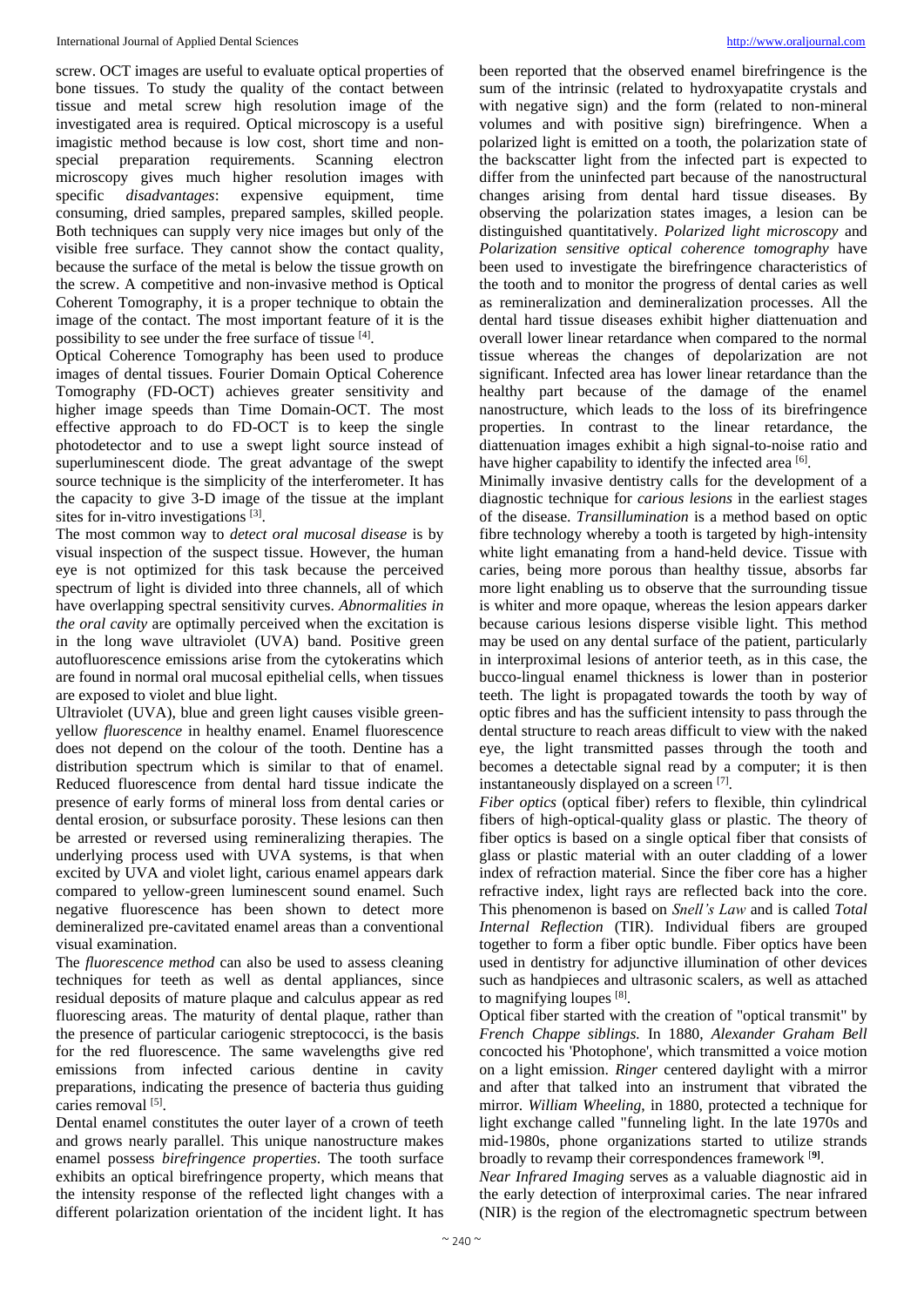screw. OCT images are useful to evaluate optical properties of bone tissues. To study the quality of the contact between tissue and metal screw high resolution image of the investigated area is required. Optical microscopy is a useful imagistic method because is low cost, short time and non-special preparation requirements. Scanning electron microscopy gives much higher resolution images with specific *disadvantages*: expensive equipment, time consuming, dried samples, prepared samples, skilled people. Both techniques can supply very nice images but only of the visible free surface. They cannot show the contact quality, because the surface of the metal is below the tissue growth on the screw. A competitive and non-invasive method is Optical Coherent Tomography, it is a proper technique to obtain the image of the contact. The most important feature of it is the possibility to see under the free surface of tissue [4].

Optical Coherence Tomography has been used to produce images of dental tissues. Fourier Domain Optical Coherence Tomography (FD-OCT) achieves greater sensitivity and higher image speeds than Time Domain-OCT. The most effective approach to do FD-OCT is to keep the single photodetector and to use a swept light source instead of superluminescent diode. The great advantage of the swept source technique is the simplicity of the interferometer. It has the capacity to give 3-D image of the tissue at the implant sites for in-vitro investigations [3].

The most common way to *detect oral mucosal disease* is by visual inspection of the suspect tissue. However, the human eye is not optimized for this task because the perceived spectrum of light is divided into three channels, all of which have overlapping spectral sensitivity curves. *Abnormalities in the oral cavity* are optimally perceived when the excitation is in the long wave ultraviolet (UVA) band. Positive green autofluorescence emissions arise from the cytokeratins which are found in normal oral mucosal epithelial cells, when tissues are exposed to violet and blue light.

Ultraviolet (UVA), blue and green light causes visible green-yellow *fluorescence* in healthy enamel. Enamel fluorescence does not depend on the colour of the tooth. Dentine has a distribution spectrum which is similar to that of enamel. Reduced fluorescence from dental hard tissue indicate the presence of early forms of mineral loss from dental caries or dental erosion, or subsurface porosity. These lesions can then be arrested or reversed using remineralizing therapies. The underlying process used with UVA systems, is that when excited by UVA and violet light, carious enamel appears dark compared to yellow-green luminescent sound enamel. Such negative fluorescence has been shown to detect more demineralized pre-cavitated enamel areas than a conventional visual examination.

The *fluorescence method* can also be used to assess cleaning techniques for teeth as well as dental appliances, since residual deposits of mature plaque and calculus appear as red fluorescing areas. The maturity of dental plaque, rather than the presence of particular cariogenic streptococci, is the basis for the red fluorescence. The same wavelengths give red emissions from infected carious dentine in cavity preparations, indicating the presence of bacteria thus guiding caries removal [5].

Dental enamel constitutes the outer layer of a crown of teeth and grows nearly parallel. This unique nanostructure makes enamel possess *birefringence properties*. The tooth surface exhibits an optical birefringence property, which means that the intensity response of the reflected light changes with a different polarization orientation of the incident light. It has been reported that the observed enamel birefringence is the sum of the intrinsic (related to hydroxyapatite crystals and with negative sign) and the form (related to non-mineral volumes and with positive sign) birefringence. When a polarized light is emitted on a tooth, the polarization state of the backscatter light from the infected part is expected to differ from the uninfected part because of the nanostructural changes arising from dental hard tissue diseases. By observing the polarization states images, a lesion can be distinguished quantitatively. *Polarized light microscopy* and *Polarization sensitive optical coherence tomography* have been used to investigate the birefringence characteristics of the tooth and to monitor the progress of dental caries as well as remineralization and demineralization processes. All the dental hard tissue diseases exhibit higher diattenuation and overall lower linear retardance when compared to the normal tissue whereas the changes of depolarization are not significant. Infected area has lower linear retardance than the healthy part because of the damage of the enamel nanostructure, which leads to the loss of its birefringence properties. In contrast to the linear retardance, the diattenuation images exhibit a high signal-to-noise ratio and have higher capability to identify the infected area [6].

Minimally invasive dentistry calls for the development of a diagnostic technique for *carious lesions* in the earliest stages of the disease. *Transillumination* is a method based on optic fibre technology whereby a tooth is targeted by high-intensity white light emanating from a hand-held device. Tissue with caries, being more porous than healthy tissue, absorbs far more light enabling us to observe that the surrounding tissue is whiter and more opaque, whereas the lesion appears darker because carious lesions disperse visible light. This method may be used on any dental surface of the patient, particularly in interproximal lesions of anterior teeth, as in this case, the bucco-lingual enamel thickness is lower than in posterior teeth. The light is propagated towards the tooth by way of optic fibres and has the sufficient intensity to pass through the dental structure to reach areas difficult to view with the naked eye, the light transmitted passes through the tooth and becomes a detectable signal read by a computer; it is then instantaneously displayed on a screen [7].

*Fiber optics* (optical fiber) refers to flexible, thin cylindrical fibers of high-optical-quality glass or plastic. The theory of fiber optics is based on a single optical fiber that consists of glass or plastic material with an outer cladding of a lower index of refraction material. Since the fiber core has a higher refractive index, light rays are reflected back into the core. This phenomenon is based on *Snell's Law* and is called *Total Internal Reflection* (TIR). Individual fibers are grouped together to form a fiber optic bundle. Fiber optics have been used in dentistry for adjunctive illumination of other devices such as handpieces and ultrasonic scalers, as well as attached to magnifying loupes [8].

Optical fiber started with the creation of "optical transmit" by *French Chappe siblings.* In 1880, *Alexander Graham Bell* concocted his 'Photophone', which transmitted a voice motion on a light emission. *Ringer* centered daylight with a mirror and after that talked into an instrument that vibrated the mirror. *William Wheeling*, in 1880, protected a technique for light exchange called "funneling light. In the late 1970s and mid-1980s, phone organizations started to utilize strands broadly to revamp their correspondences framework [9].

*Near Infrared Imaging* serves as a valuable diagnostic aid in the early detection of interproximal caries. The near infrared (NIR) is the region of the electromagnetic spectrum between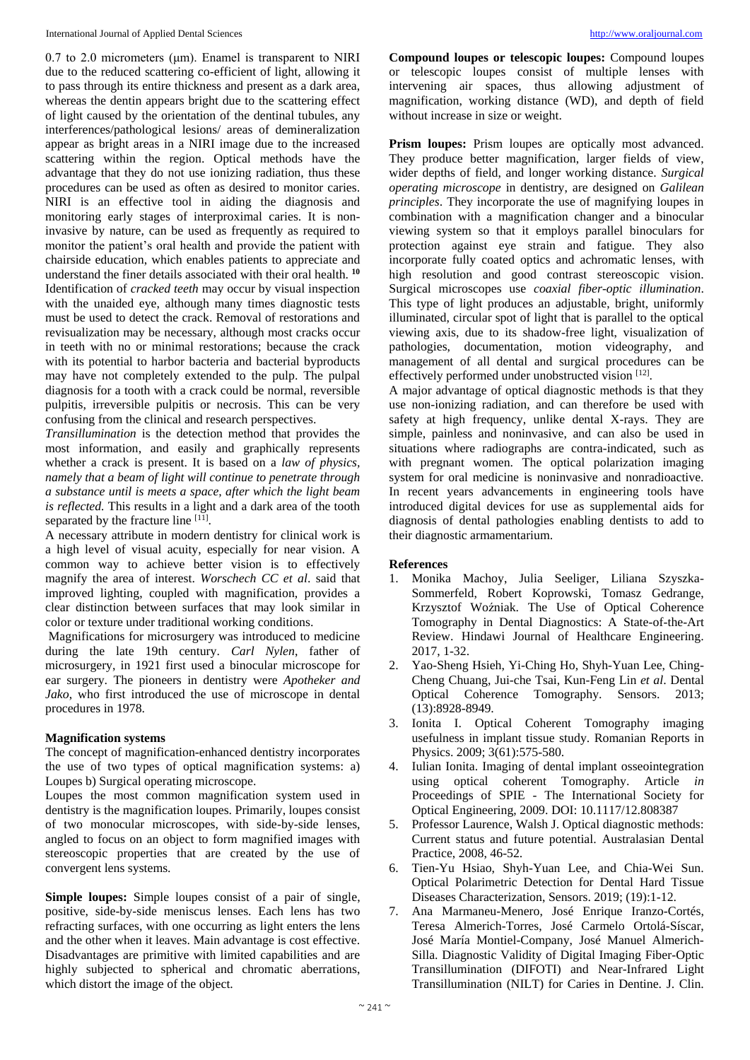0.7 to 2.0 micrometers (μm). Enamel is transparent to NIRI due to the reduced scattering co-efficient of light, allowing it to pass through its entire thickness and present as a dark area, whereas the dentin appears bright due to the scattering effect of light caused by the orientation of the dentinal tubules, any interferences/pathological lesions/ areas of demineralization appear as bright areas in a NIRI image due to the increased scattering within the region. Optical methods have the advantage that they do not use ionizing radiation, thus these procedures can be used as often as desired to monitor caries. NIRI is an effective tool in aiding the diagnosis and monitoring early stages of interproximal caries. It is non-invasive by nature, can be used as frequently as required to monitor the patient's oral health and provide the patient with chairside education, which enables patients to appreciate and understand the finer details associated with their oral health. [10]

Identification of *cracked teeth* may occur by visual inspection with the unaided eye, although many times diagnostic tests must be used to detect the crack. Removal of restorations and revisualization may be necessary, although most cracks occur in teeth with no or minimal restorations; because the crack with its potential to harbor bacteria and bacterial byproducts may have not completely extended to the pulp. The pulpal diagnosis for a tooth with a crack could be normal, reversible pulpitis, irreversible pulpitis or necrosis. This can be very confusing from the clinical and research perspectives.

*Transillumination* is the detection method that provides the most information, and easily and graphically represents whether a crack is present. It is based on a *law of physics, namely that a beam of light will continue to penetrate through a substance until is meets a space, after which the light beam is reflected.* This results in a light and a dark area of the tooth separated by the fracture line [11].

A necessary attribute in modern dentistry for clinical work is a high level of visual acuity, especially for near vision. A common way to achieve better vision is to effectively magnify the area of interest. *Worschech CC et al*. said that improved lighting, coupled with magnification, provides a clear distinction between surfaces that may look similar in color or texture under traditional working conditions.

Magnifications for microsurgery was introduced to medicine during the late 19th century. *Carl Nylen*, father of microsurgery, in 1921 first used a binocular microscope for ear surgery. The pioneers in dentistry were *Apotheker and Jako*, who first introduced the use of microscope in dental procedures in 1978.

### Magnification systems

The concept of magnification-enhanced dentistry incorporates the use of two types of optical magnification systems: a) Loupes b) Surgical operating microscope.

Loupes the most common magnification system used in dentistry is the magnification loupes. Primarily, loupes consist of two monocular microscopes, with side-by-side lenses, angled to focus on an object to form magnified images with stereoscopic properties that are created by the use of convergent lens systems.

**Simple loupes:** Simple loupes consist of a pair of single, positive, side-by-side meniscus lenses. Each lens has two refracting surfaces, with one occurring as light enters the lens and the other when it leaves. Main advantage is cost effective. Disadvantages are primitive with limited capabilities and are highly subjected to spherical and chromatic aberrations, which distort the image of the object.

**Compound loupes or telescopic loupes:** Compound loupes or telescopic loupes consist of multiple lenses with intervening air spaces, thus allowing adjustment of magnification, working distance (WD), and depth of field without increase in size or weight.

**Prism loupes:** Prism loupes are optically most advanced. They produce better magnification, larger fields of view, wider depths of field, and longer working distance. *Surgical operating microscope* in dentistry, are designed on *Galilean principles*. They incorporate the use of magnifying loupes in combination with a magnification changer and a binocular viewing system so that it employs parallel binoculars for protection against eye strain and fatigue. They also incorporate fully coated optics and achromatic lenses, with high resolution and good contrast stereoscopic vision. Surgical microscopes use *coaxial fiber-optic illumination*. This type of light produces an adjustable, bright, uniformly illuminated, circular spot of light that is parallel to the optical viewing axis, due to its shadow-free light, visualization of pathologies, documentation, motion videography, and management of all dental and surgical procedures can be effectively performed under unobstructed vision [12].

A major advantage of optical diagnostic methods is that they use non-ionizing radiation, and can therefore be used with safety at high frequency, unlike dental X-rays. They are simple, painless and noninvasive, and can also be used in situations where radiographs are contra-indicated, such as with pregnant women. The optical polarization imaging system for oral medicine is noninvasive and nonradioactive. In recent years advancements in engineering tools have introduced digital devices for use as supplemental aids for diagnosis of dental pathologies enabling dentists to add to their diagnostic armamentarium.

### References

1. Monika Machoy, Julia Seeliger, Liliana Szyszka-Sommerfeld, Robert Koprowski, Tomasz Gedrange, Krzysztof Woźniak. The Use of Optical Coherence Tomography in Dental Diagnostics: A State-of-the-Art Review. Hindawi Journal of Healthcare Engineering. 2017, 1-32.
2. Yao-Sheng Hsieh, Yi-Ching Ho, Shyh-Yuan Lee, Ching-Cheng Chuang, Jui-che Tsai, Kun-Feng Lin *et al*. Dental Optical Coherence Tomography. Sensors. 2013; (13):8928-8949.
3. Ionita I. Optical Coherent Tomography imaging usefulness in implant tissue study. Romanian Reports in Physics. 2009; 3(61):575-580.
4. Iulian Ionita. Imaging of dental implant osseointegration using optical coherent Tomography. Article *in* Proceedings of SPIE - The International Society for Optical Engineering, 2009. DOI: 10.1117/12.808387
5. Professor Laurence, Walsh J. Optical diagnostic methods: Current status and future potential. Australasian Dental Practice, 2008, 46-52.
6. Tien-Yu Hsiao, Shyh-Yuan Lee, and Chia-Wei Sun. Optical Polarimetric Detection for Dental Hard Tissue Diseases Characterization, Sensors. 2019; (19):1-12.
7. Ana Marmaneu-Menero, José Enrique Iranzo-Cortés, Teresa Almerich-Torres, José Carmelo Ortolá-Síscar, José María Montiel-Company, José Manuel Almerich-Silla. Diagnostic Validity of Digital Imaging Fiber-Optic Transillumination (DIFOTI) and Near-Infrared Light Transillumination (NILT) for Caries in Dentine. J. Clin.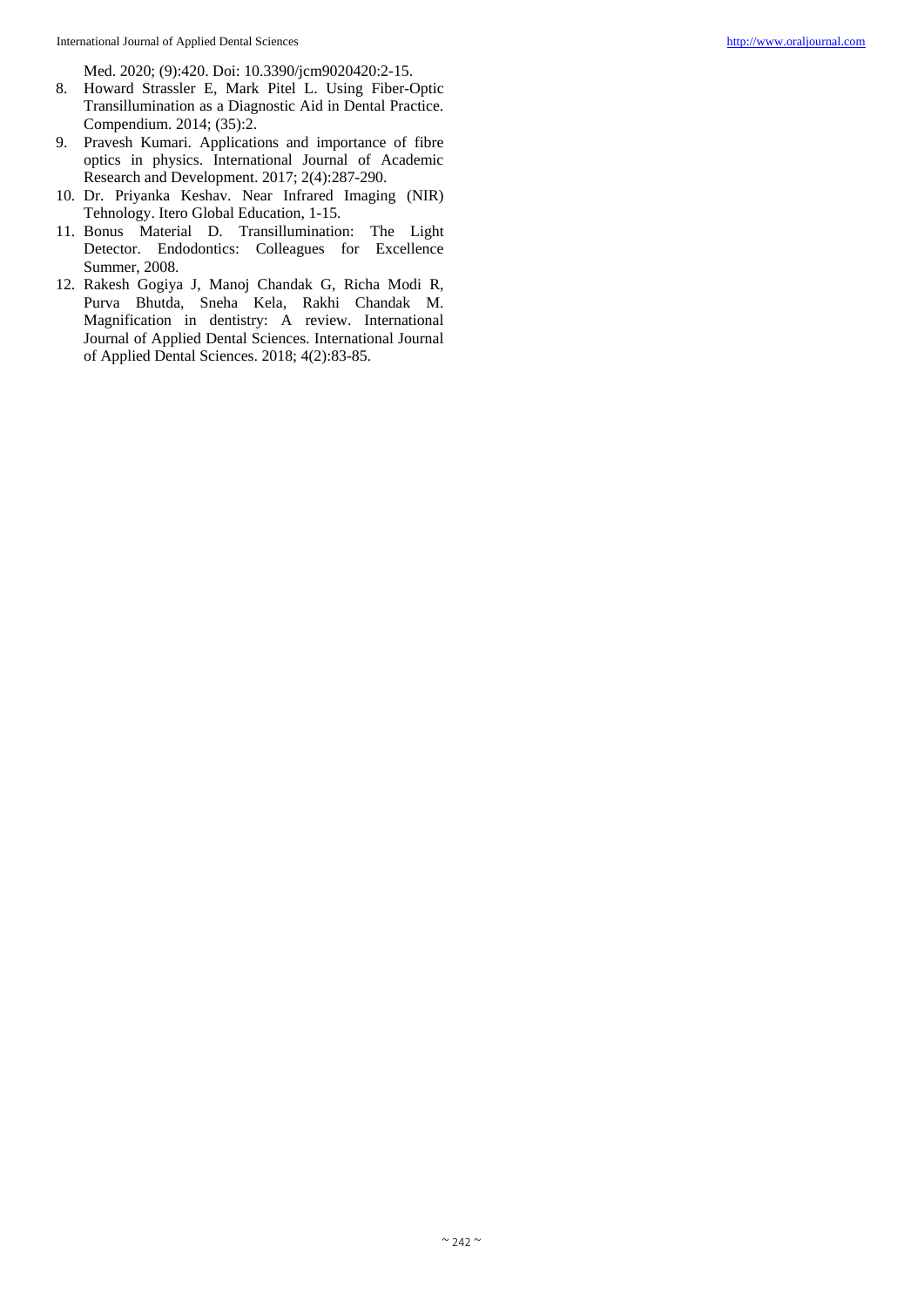Med. 2020; (9):420. Doi: 10.3390/jcm9020420:2-15.

8. Howard Strassler E, Mark Pitel L. Using Fiber-Optic Transillumination as a Diagnostic Aid in Dental Practice. Compendium. 2014; (35):2.
9. Pravesh Kumari. Applications and importance of fibre optics in physics. International Journal of Academic Research and Development. 2017; 2(4):287-290.
10. Dr. Priyanka Keshav. Near Infrared Imaging (NIR) Tehnology. Itero Global Education, 1-15.
11. Bonus Material D. Transillumination: The Light Detector. Endodontics: Colleagues for Excellence Summer, 2008.
12. Rakesh Gogiya J, Manoj Chandak G, Richa Modi R, Purva Bhutda, Sneha Kela, Rakhi Chandak M. Magnification in dentistry: A review. International Journal of Applied Dental Sciences. International Journal of Applied Dental Sciences. 2018; 4(2):83-85.